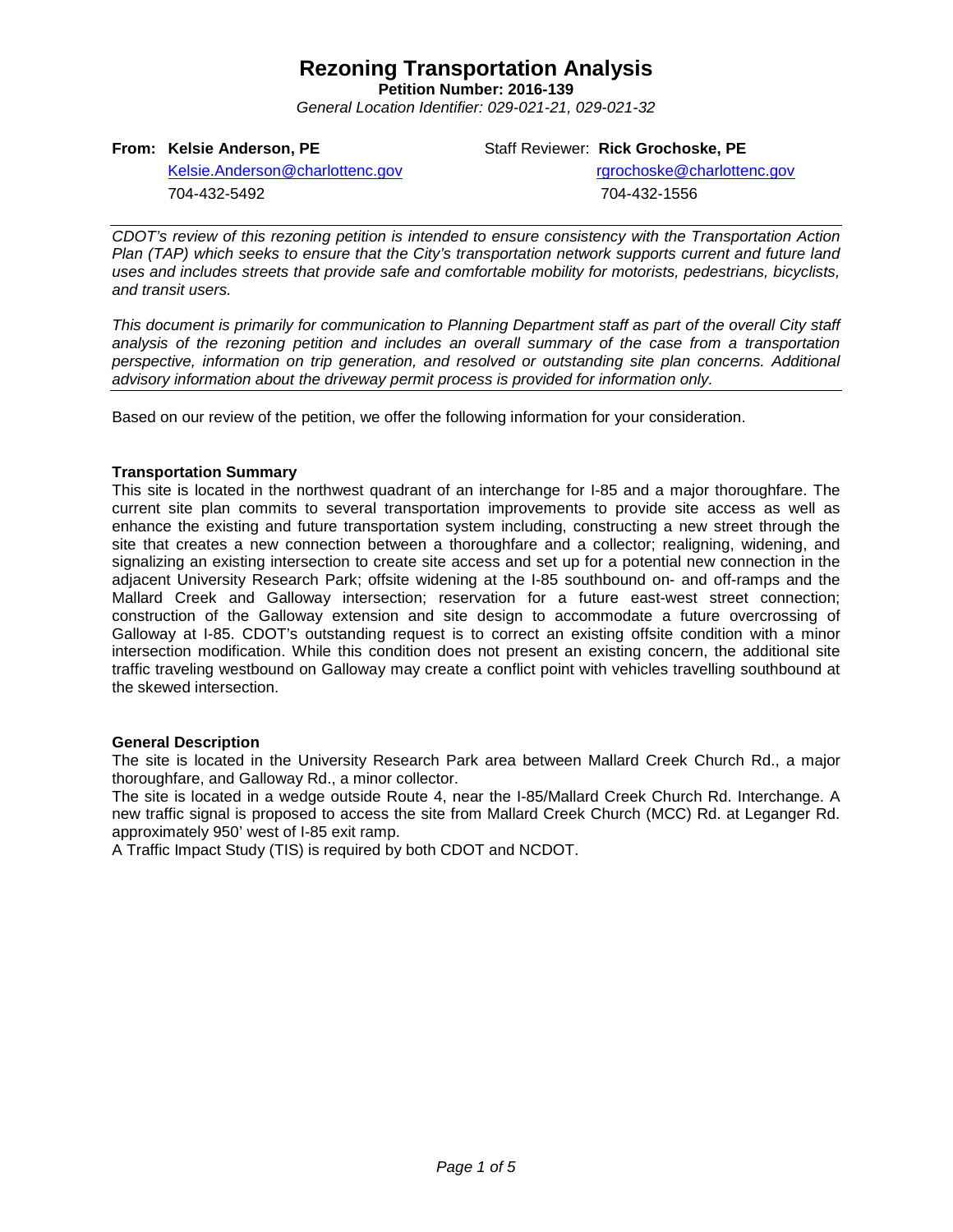# Rezoning Transportation Analysis

**Petition Number: 2016-139**

*General Location Identifier: 029-021-21, 029-021-32*

**From: Kelsie Anderson, PE**
Kelsie.Anderson@charlottenc.gov
704-432-5492

Staff Reviewer: **Rick Grochoske, PE**
rgrochoske@charlottenc.gov
704-432-1556

---

*CDOT's review of this rezoning petition is intended to ensure consistency with the Transportation Action Plan (TAP) which seeks to ensure that the City's transportation network supports current and future land uses and includes streets that provide safe and comfortable mobility for motorists, pedestrians, bicyclists, and transit users.*

*This document is primarily for communication to Planning Department staff as part of the overall City staff analysis of the rezoning petition and includes an overall summary of the case from a transportation perspective, information on trip generation, and resolved or outstanding site plan concerns. Additional advisory information about the driveway permit process is provided for information only.*

---

Based on our review of the petition, we offer the following information for your consideration.

**Transportation Summary**

This site is located in the northwest quadrant of an interchange for I-85 and a major thoroughfare. The current site plan commits to several transportation improvements to provide site access as well as enhance the existing and future transportation system including, constructing a new street through the site that creates a new connection between a thoroughfare and a collector; realigning, widening, and signalizing an existing intersection to create site access and set up for a potential new connection in the adjacent University Research Park; offsite widening at the I-85 southbound on- and off-ramps and the Mallard Creek and Galloway intersection; reservation for a future east-west street connection; construction of the Galloway extension and site design to accommodate a future overcrossing of Galloway at I-85. CDOT's outstanding request is to correct an existing offsite condition with a minor intersection modification. While this condition does not present an existing concern, the additional site traffic traveling westbound on Galloway may create a conflict point with vehicles travelling southbound at the skewed intersection.

**General Description**

The site is located in the University Research Park area between Mallard Creek Church Rd., a major thoroughfare, and Galloway Rd., a minor collector.

The site is located in a wedge outside Route 4, near the I-85/Mallard Creek Church Rd. Interchange. A new traffic signal is proposed to access the site from Mallard Creek Church (MCC) Rd. at Leganger Rd. approximately 950' west of I-85 exit ramp.

A Traffic Impact Study (TIS) is required by both CDOT and NCDOT.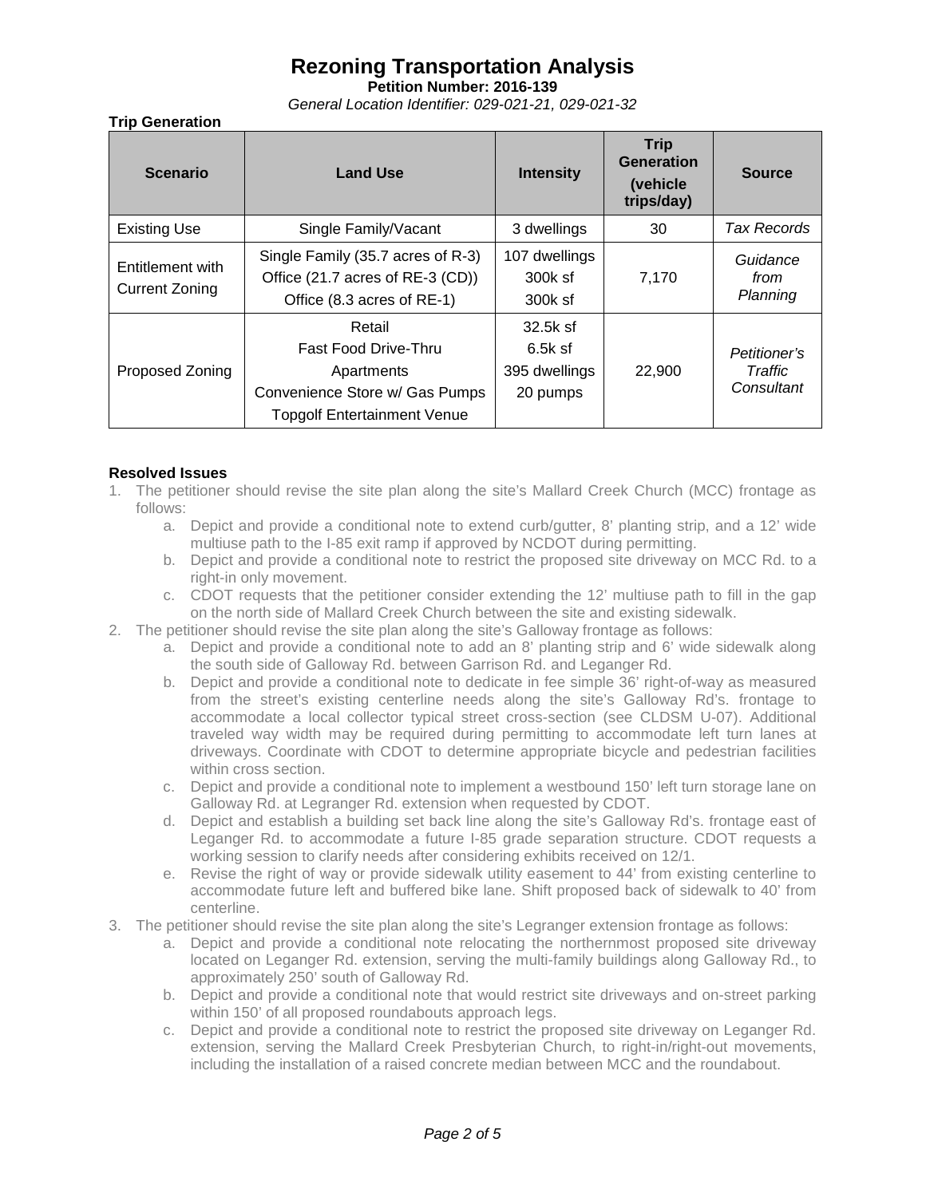# Rezoning Transportation Analysis

**Petition Number: 2016-139**

*General Location Identifier: 029-021-21, 029-021-32*

**Trip Generation**

| Scenario | Land Use | Intensity | Trip Generation (vehicle trips/day) | Source |
|---|---|---|---|---|
| Existing Use | Single Family/Vacant | 3 dwellings | 30 | *Tax Records* |
| Entitlement with Current Zoning | Single Family (35.7 acres of R-3)<br>Office (21.7 acres of RE-3 (CD))<br>Office (8.3 acres of RE-1) | 107 dwellings<br>300k sf<br>300k sf | 7,170 | *Guidance from Planning* |
| Proposed Zoning | Retail<br>Fast Food Drive-Thru<br>Apartments<br>Convenience Store w/ Gas Pumps<br>Topgolf Entertainment Venue | 32.5k sf<br>6.5k sf<br>395 dwellings<br>20 pumps | 22,900 | *Petitioner's Traffic Consultant* |

**Resolved Issues**

1. The petitioner should revise the site plan along the site's Mallard Creek Church (MCC) frontage as follows:
   a. Depict and provide a conditional note to extend curb/gutter, 8' planting strip, and a 12' wide multiuse path to the I-85 exit ramp if approved by NCDOT during permitting.
   b. Depict and provide a conditional note to restrict the proposed site driveway on MCC Rd. to a right-in only movement.
   c. CDOT requests that the petitioner consider extending the 12' multiuse path to fill in the gap on the north side of Mallard Creek Church between the site and existing sidewalk.
2. The petitioner should revise the site plan along the site's Galloway frontage as follows:
   a. Depict and provide a conditional note to add an 8' planting strip and 6' wide sidewalk along the south side of Galloway Rd. between Garrison Rd. and Leganger Rd.
   b. Depict and provide a conditional note to dedicate in fee simple 36' right-of-way as measured from the street's existing centerline needs along the site's Galloway Rd's. frontage to accommodate a local collector typical street cross-section (see CLDSM U-07). Additional traveled way width may be required during permitting to accommodate left turn lanes at driveways. Coordinate with CDOT to determine appropriate bicycle and pedestrian facilities within cross section.
   c. Depict and provide a conditional note to implement a westbound 150' left turn storage lane on Galloway Rd. at Legranger Rd. extension when requested by CDOT.
   d. Depict and establish a building set back line along the site's Galloway Rd's. frontage east of Leganger Rd. to accommodate a future I-85 grade separation structure. CDOT requests a working session to clarify needs after considering exhibits received on 12/1.
   e. Revise the right of way or provide sidewalk utility easement to 44' from existing centerline to accommodate future left and buffered bike lane. Shift proposed back of sidewalk to 40' from centerline.
3. The petitioner should revise the site plan along the site's Legranger extension frontage as follows:
   a. Depict and provide a conditional note relocating the northernmost proposed site driveway located on Leganger Rd. extension, serving the multi-family buildings along Galloway Rd., to approximately 250' south of Galloway Rd.
   b. Depict and provide a conditional note that would restrict site driveways and on-street parking within 150' of all proposed roundabouts approach legs.
   c. Depict and provide a conditional note to restrict the proposed site driveway on Leganger Rd. extension, serving the Mallard Creek Presbyterian Church, to right-in/right-out movements, including the installation of a raised concrete median between MCC and the roundabout.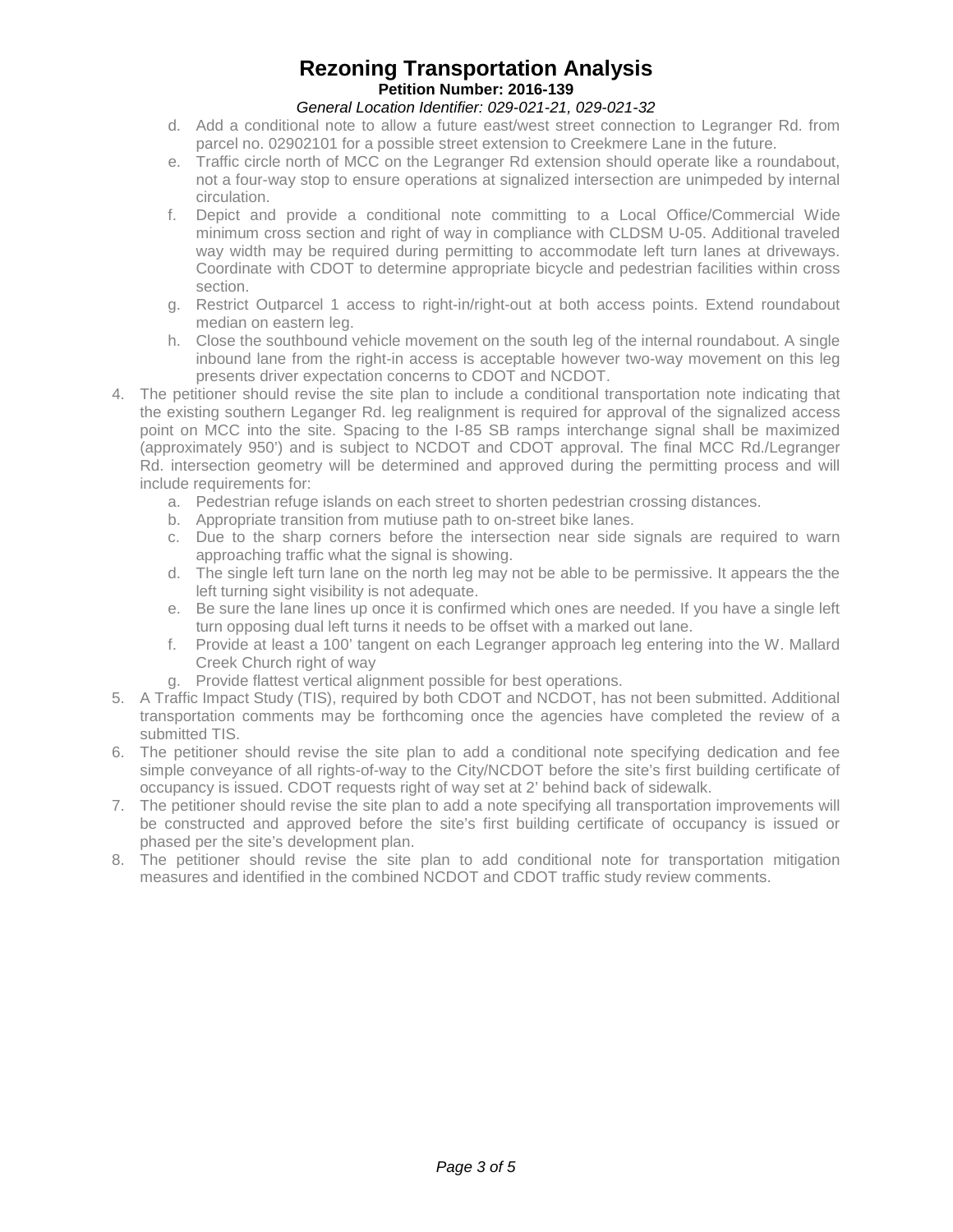# Rezoning Transportation Analysis

**Petition Number: 2016-139**

*General Location Identifier: 029-021-21, 029-021-32*

   d. Add a conditional note to allow a future east/west street connection to Legranger Rd. from parcel no. 02902101 for a possible street extension to Creekmere Lane in the future.
   e. Traffic circle north of MCC on the Legranger Rd extension should operate like a roundabout, not a four-way stop to ensure operations at signalized intersection are unimpeded by internal circulation.
   f. Depict and provide a conditional note committing to a Local Office/Commercial Wide minimum cross section and right of way in compliance with CLDSM U-05. Additional traveled way width may be required during permitting to accommodate left turn lanes at driveways. Coordinate with CDOT to determine appropriate bicycle and pedestrian facilities within cross section.
   g. Restrict Outparcel 1 access to right-in/right-out at both access points. Extend roundabout median on eastern leg.
   h. Close the southbound vehicle movement on the south leg of the internal roundabout. A single inbound lane from the right-in access is acceptable however two-way movement on this leg presents driver expectation concerns to CDOT and NCDOT.

4. The petitioner should revise the site plan to include a conditional transportation note indicating that the existing southern Leganger Rd. leg realignment is required for approval of the signalized access point on MCC into the site. Spacing to the I-85 SB ramps interchange signal shall be maximized (approximately 950') and is subject to NCDOT and CDOT approval. The final MCC Rd./Legranger Rd. intersection geometry will be determined and approved during the permitting process and will include requirements for:
   a. Pedestrian refuge islands on each street to shorten pedestrian crossing distances.
   b. Appropriate transition from mutiuse path to on-street bike lanes.
   c. Due to the sharp corners before the intersection near side signals are required to warn approaching traffic what the signal is showing.
   d. The single left turn lane on the north leg may not be able to be permissive. It appears the the left turning sight visibility is not adequate.
   e. Be sure the lane lines up once it is confirmed which ones are needed. If you have a single left turn opposing dual left turns it needs to be offset with a marked out lane.
   f. Provide at least a 100' tangent on each Legranger approach leg entering into the W. Mallard Creek Church right of way
   g. Provide flattest vertical alignment possible for best operations.
5. A Traffic Impact Study (TIS), required by both CDOT and NCDOT, has not been submitted. Additional transportation comments may be forthcoming once the agencies have completed the review of a submitted TIS.
6. The petitioner should revise the site plan to add a conditional note specifying dedication and fee simple conveyance of all rights-of-way to the City/NCDOT before the site's first building certificate of occupancy is issued. CDOT requests right of way set at 2' behind back of sidewalk.
7. The petitioner should revise the site plan to add a note specifying all transportation improvements will be constructed and approved before the site's first building certificate of occupancy is issued or phased per the site's development plan.
8. The petitioner should revise the site plan to add conditional note for transportation mitigation measures and identified in the combined NCDOT and CDOT traffic study review comments.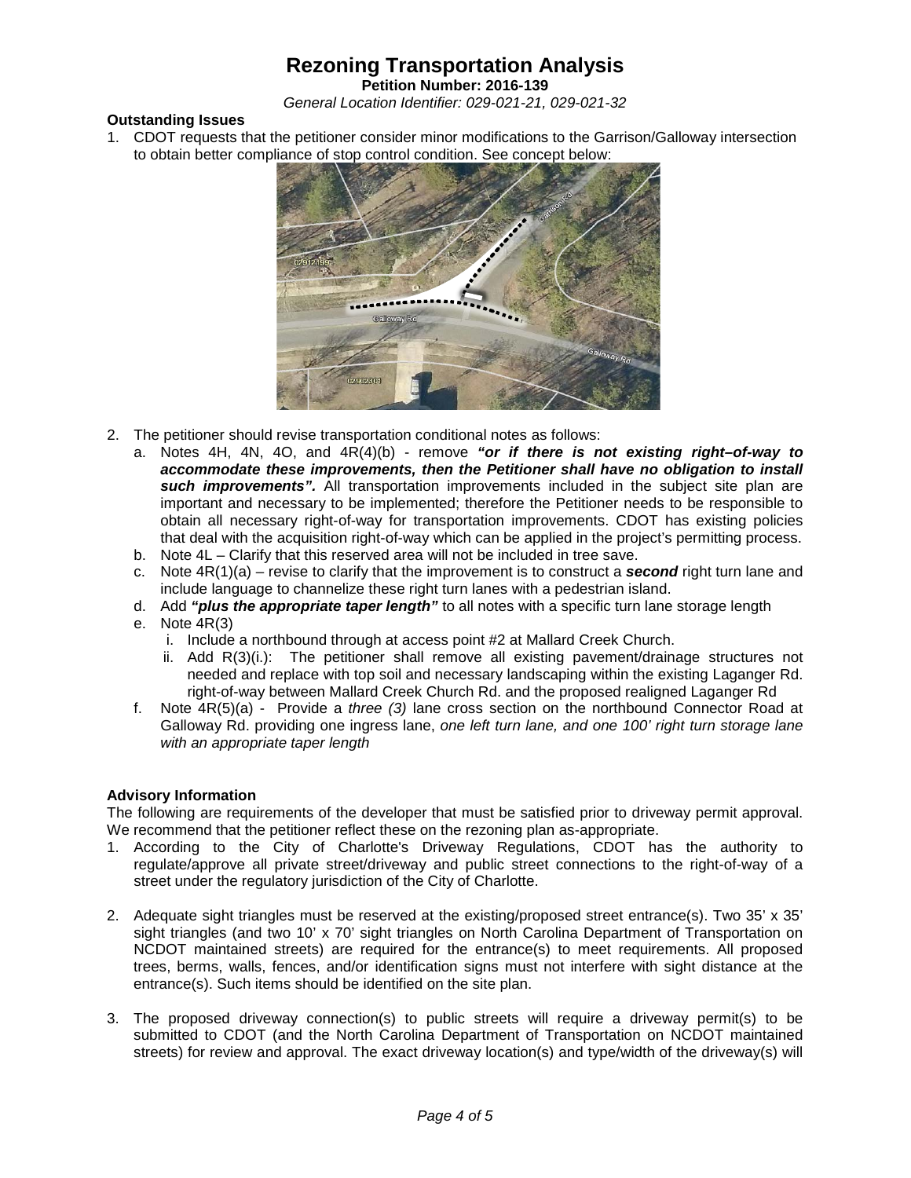# Rezoning Transportation Analysis

**Petition Number: 2016-139**

*General Location Identifier: 029-021-21, 029-021-32*

**Outstanding Issues**

1. CDOT requests that the petitioner consider minor modifications to the Garrison/Galloway intersection to obtain better compliance of stop control condition. See concept below:

2. The petitioner should revise transportation conditional notes as follows:
   a. Notes 4H, 4N, 4O, and 4R(4)(b) - remove ***"or if there is not existing right–of-way to accommodate these improvements, then the Petitioner shall have no obligation to install such improvements".*** All transportation improvements included in the subject site plan are important and necessary to be implemented; therefore the Petitioner needs to be responsible to obtain all necessary right-of-way for transportation improvements. CDOT has existing policies that deal with the acquisition right-of-way which can be applied in the project's permitting process.
   b. Note 4L – Clarify that this reserved area will not be included in tree save.
   c. Note 4R(1)(a) – revise to clarify that the improvement is to construct a ***second*** right turn lane and include language to channelize these right turn lanes with a pedestrian island.
   d. Add ***"plus the appropriate taper length"*** to all notes with a specific turn lane storage length
   e. Note 4R(3)
      i. Include a northbound through at access point #2 at Mallard Creek Church.
      ii. Add R(3)(i.): The petitioner shall remove all existing pavement/drainage structures not needed and replace with top soil and necessary landscaping within the existing Laganger Rd. right-of-way between Mallard Creek Church Rd. and the proposed realigned Laganger Rd
   f. Note 4R(5)(a) - Provide a *three (3)* lane cross section on the northbound Connector Road at Galloway Rd. providing one ingress lane, *one left turn lane, and one 100' right turn storage lane with an appropriate taper length*

**Advisory Information**

The following are requirements of the developer that must be satisfied prior to driveway permit approval. We recommend that the petitioner reflect these on the rezoning plan as-appropriate.

1. According to the City of Charlotte's Driveway Regulations, CDOT has the authority to regulate/approve all private street/driveway and public street connections to the right-of-way of a street under the regulatory jurisdiction of the City of Charlotte.

2. Adequate sight triangles must be reserved at the existing/proposed street entrance(s). Two 35' x 35' sight triangles (and two 10' x 70' sight triangles on North Carolina Department of Transportation on NCDOT maintained streets) are required for the entrance(s) to meet requirements. All proposed trees, berms, walls, fences, and/or identification signs must not interfere with sight distance at the entrance(s). Such items should be identified on the site plan.

3. The proposed driveway connection(s) to public streets will require a driveway permit(s) to be submitted to CDOT (and the North Carolina Department of Transportation on NCDOT maintained streets) for review and approval. The exact driveway location(s) and type/width of the driveway(s) will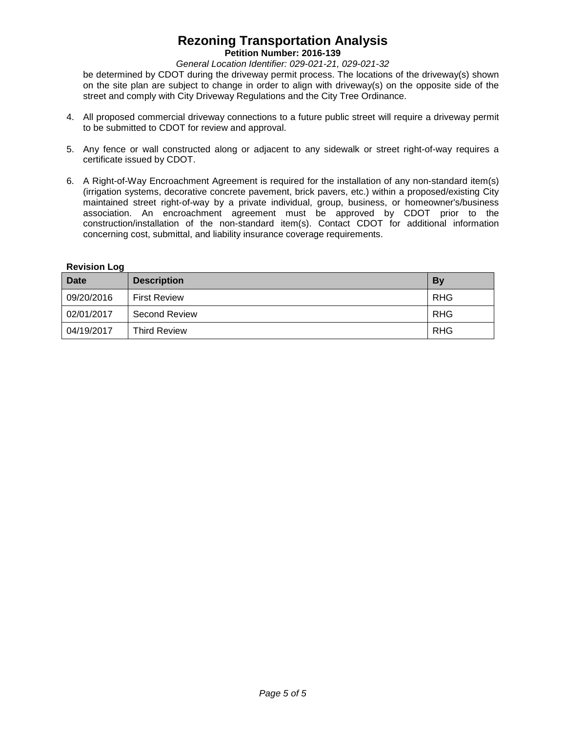be determined by CDOT during the driveway permit process. The locations of the driveway(s) shown on the site plan are subject to change in order to align with driveway(s) on the opposite side of the street and comply with City Driveway Regulations and the City Tree Ordinance.

4. All proposed commercial driveway connections to a future public street will require a driveway permit to be submitted to CDOT for review and approval.

5. Any fence or wall constructed along or adjacent to any sidewalk or street right-of-way requires a certificate issued by CDOT.

6. A Right-of-Way Encroachment Agreement is required for the installation of any non-standard item(s) (irrigation systems, decorative concrete pavement, brick pavers, etc.) within a proposed/existing City maintained street right-of-way by a private individual, group, business, or homeowner's/business association. An encroachment agreement must be approved by CDOT prior to the construction/installation of the non-standard item(s). Contact CDOT for additional information concerning cost, submittal, and liability insurance coverage requirements.

**Revision Log**

| Date | Description | By |
|---|---|---|
| 09/20/2016 | First Review | RHG |
| 02/01/2017 | Second Review | RHG |
| 04/19/2017 | Third Review | RHG |